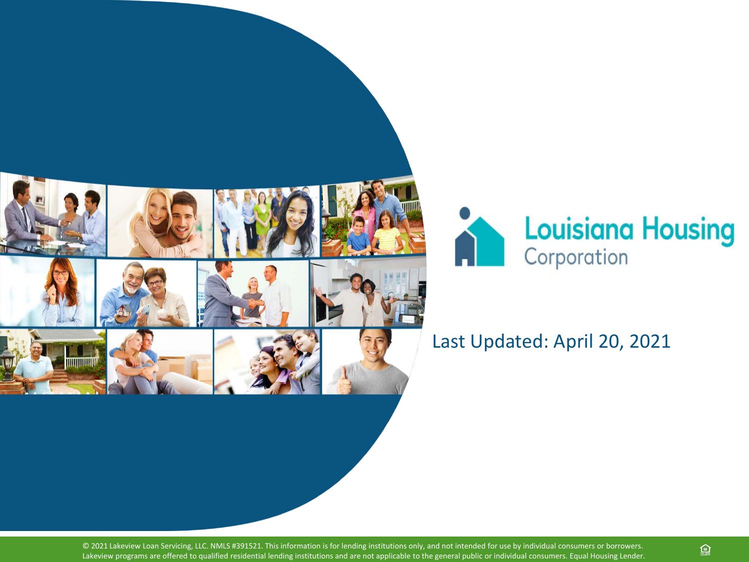# Louisiana Housing Corporation

Last Updated: April 20, 2021

© 2021 Lakeview Loan Servicing, LLC. NMLS #391521. This information is for lending institutions only, and not intended for use by individual consumers or borrowers. Lakeview programs are offered to qualified residential lending institutions and are not applicable to the general public or individual consumers. Equal Housing Lender.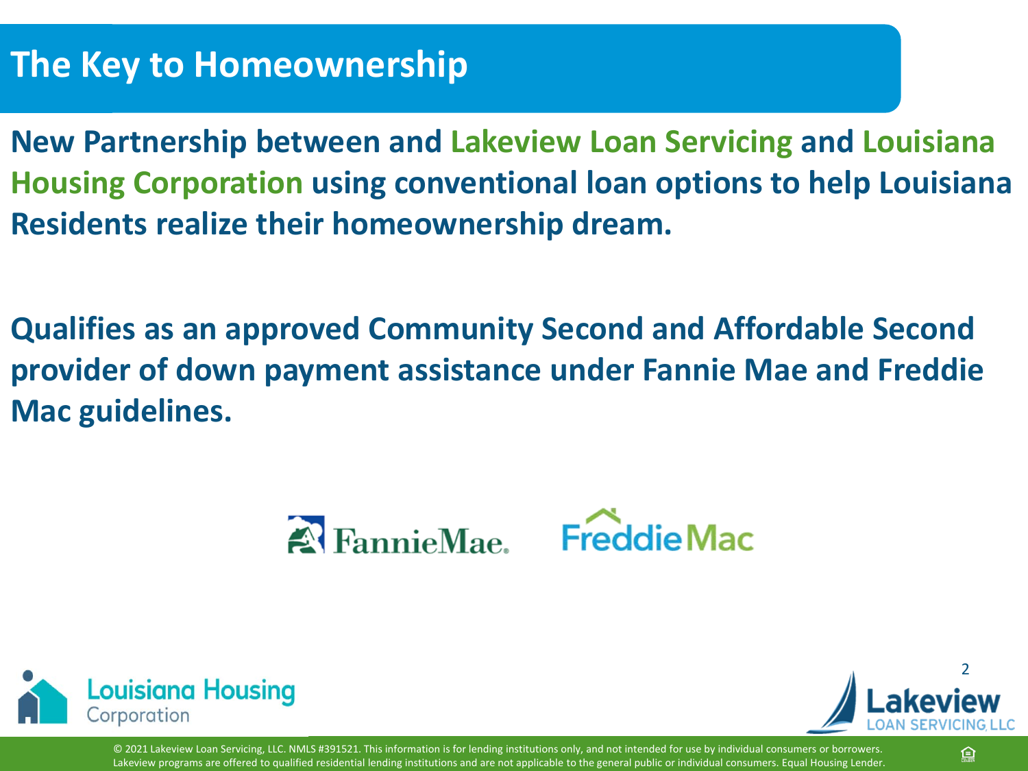# The Key to Homeownership

**New Partnership between and Lakeview Loan Servicing and Louisiana Housing Corporation using conventional loan options to help Louisiana Residents realize their homeownership dream.**

**Qualifies as an approved Community Second and Affordable Second provider of down payment assistance under Fannie Mae and Freddie Mac guidelines.**

© 2021 Lakeview Loan Servicing, LLC. NMLS #391521. This information is for lending institutions only, and not intended for use by individual consumers or borrowers. Lakeview programs are offered to qualified residential lending institutions and are not applicable to the general public or individual consumers. Equal Housing Lender.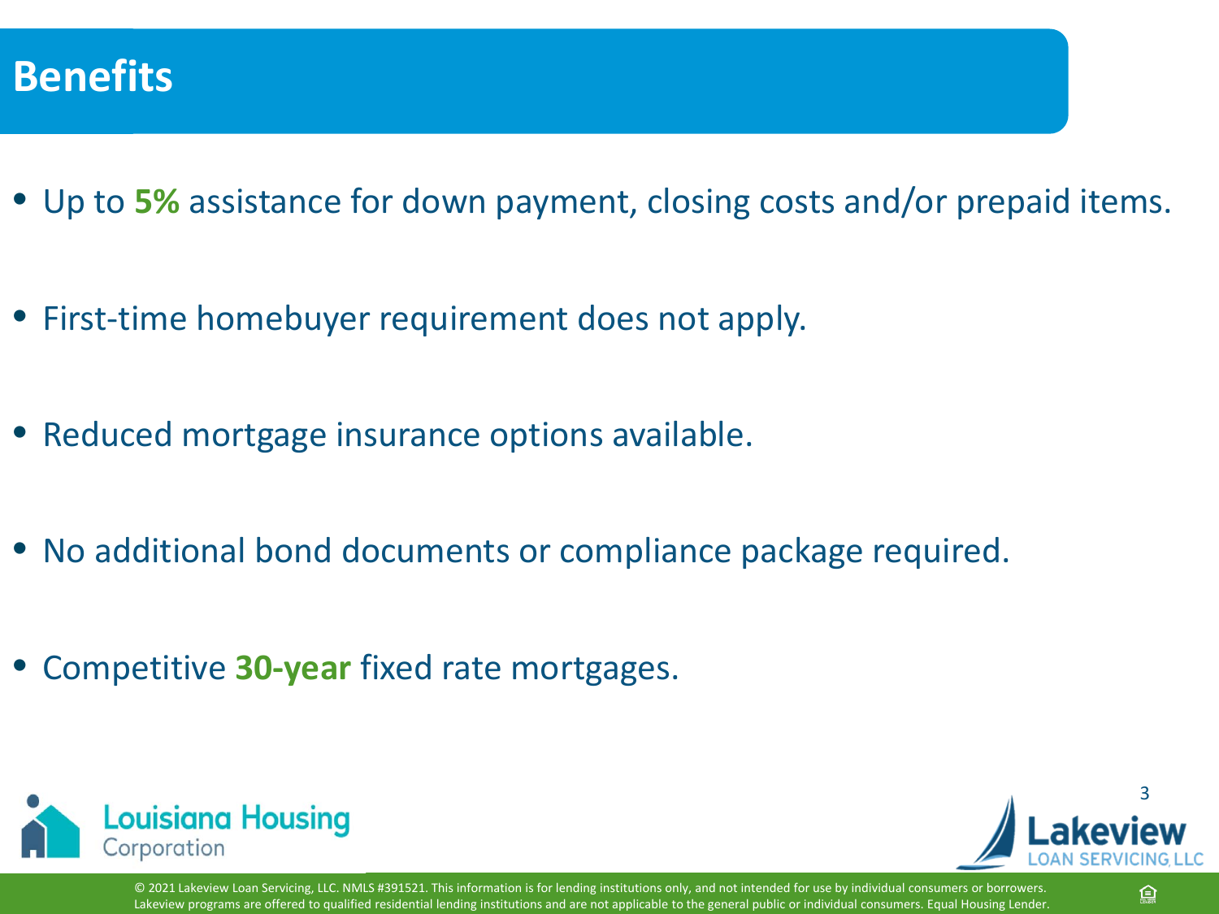# Benefits

- Up to **5%** assistance for down payment, closing costs and/or prepaid items.
- First-time homebuyer requirement does not apply.
- Reduced mortgage insurance options available.
- No additional bond documents or compliance package required.
- Competitive **30-year** fixed rate mortgages.

© 2021 Lakeview Loan Servicing, LLC. NMLS #391521. This information is for lending institutions only, and not intended for use by individual consumers or borrowers. Lakeview programs are offered to qualified residential lending institutions and are not applicable to the general public or individual consumers. Equal Housing Lender.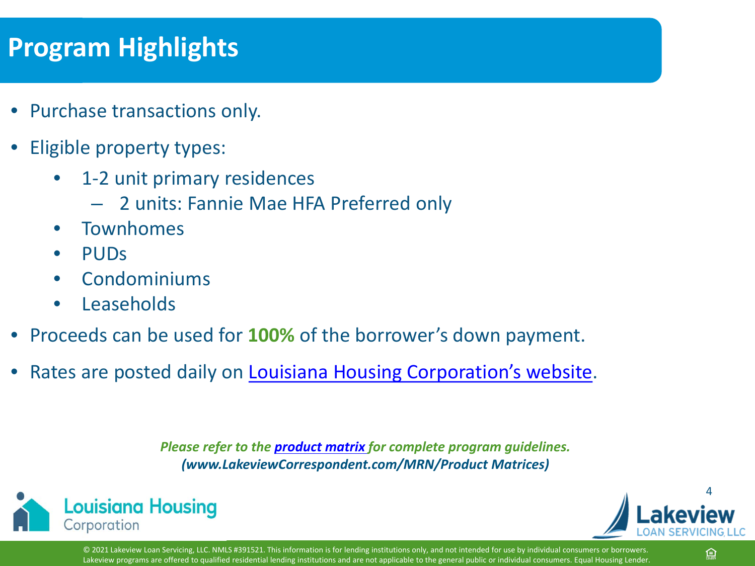## Program Highlights

- Purchase transactions only.
- Eligible property types:
  - 1-2 unit primary residences
    - 2 units: Fannie Mae HFA Preferred only
  - Townhomes
  - PUDs
  - Condominiums
  - Leaseholds
- Proceeds can be used for **100%** of the borrower's down payment.
- Rates are posted daily on Louisiana Housing Corporation's website.

***Please refer to the product matrix for complete program guidelines.***
***(www.LakeviewCorrespondent.com/MRN/Product Matrices)***

Louisiana Housing Corporation

Lakeview LOAN SERVICING, LLC

© 2021 Lakeview Loan Servicing, LLC. NMLS #391521. This information is for lending institutions only, and not intended for use by individual consumers or borrowers. Lakeview programs are offered to qualified residential lending institutions and are not applicable to the general public or individual consumers. Equal Housing Lender.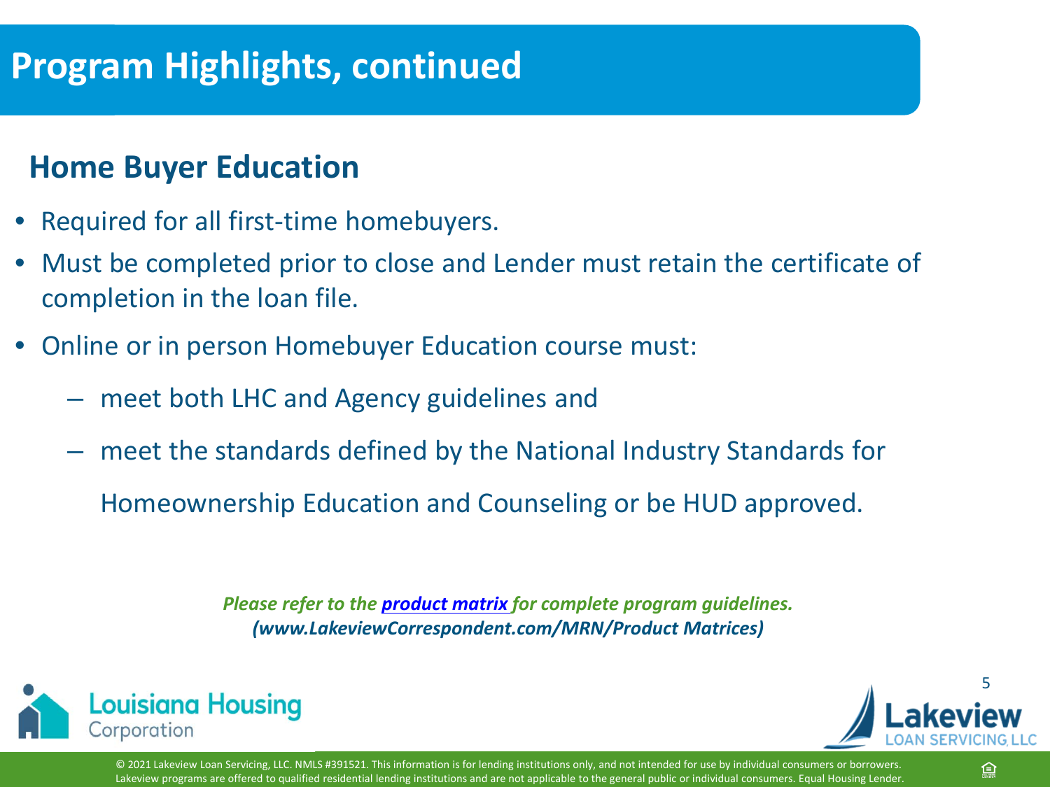# Program Highlights, continued

## Home Buyer Education

- Required for all first-time homebuyers.
- Must be completed prior to close and Lender must retain the certificate of completion in the loan file.
- Online or in person Homebuyer Education course must:
  - meet both LHC and Agency guidelines and
  - meet the standards defined by the National Industry Standards for Homeownership Education and Counseling or be HUD approved.

***Please refer to the [product matrix](www.LakeviewCorrespondent.com/MRN/Product Matrices) for complete program guidelines.***
***(www.LakeviewCorrespondent.com/MRN/Product Matrices)***

© 2021 Lakeview Loan Servicing, LLC. NMLS #391521. This information is for lending institutions only, and not intended for use by individual consumers or borrowers. Lakeview programs are offered to qualified residential lending institutions and are not applicable to the general public or individual consumers. Equal Housing Lender.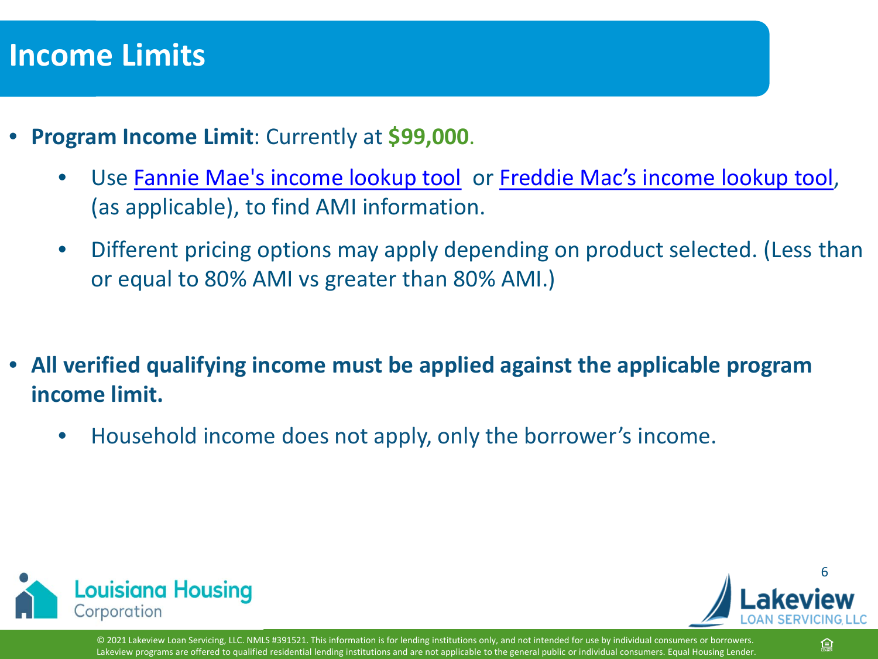# Income Limits

- **Program Income Limit**: Currently at **$99,000**.
  - Use Fannie Mae's income lookup tool or Freddie Mac's income lookup tool, (as applicable), to find AMI information.
  - Different pricing options may apply depending on product selected. (Less than or equal to 80% AMI vs greater than 80% AMI.)

- **All verified qualifying income must be applied against the applicable program income limit.**
  - Household income does not apply, only the borrower's income.

© 2021 Lakeview Loan Servicing, LLC. NMLS #391521. This information is for lending institutions only, and not intended for use by individual consumers or borrowers. Lakeview programs are offered to qualified residential lending institutions and are not applicable to the general public or individual consumers. Equal Housing Lender.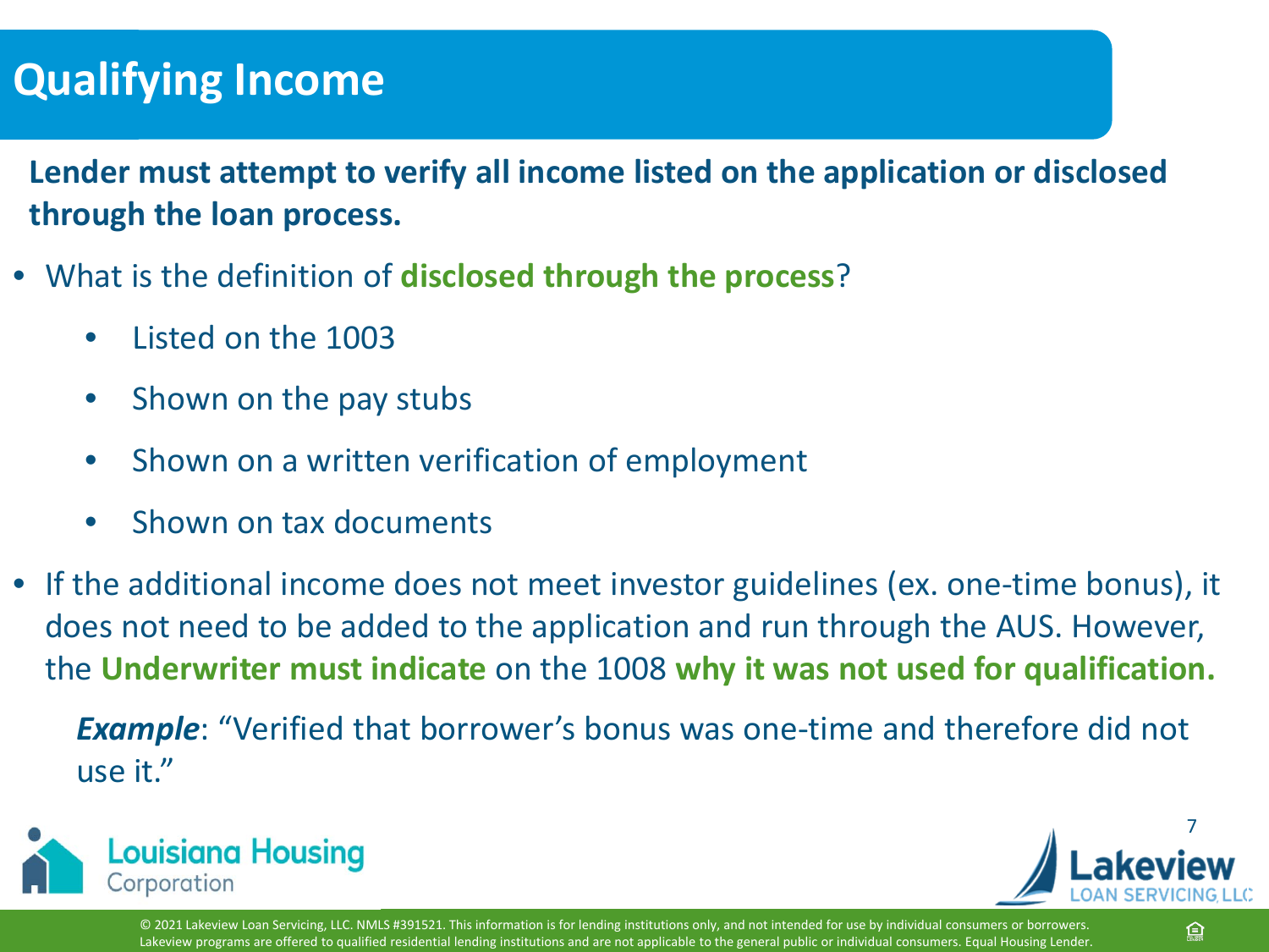# Qualifying Income

**Lender must attempt to verify all income listed on the application or disclosed through the loan process.**

- What is the definition of **disclosed through the process**?
  - Listed on the 1003
  - Shown on the pay stubs
  - Shown on a written verification of employment
  - Shown on tax documents
- If the additional income does not meet investor guidelines (ex. one-time bonus), it does not need to be added to the application and run through the AUS. However, the **Underwriter must indicate** on the 1008 **why it was not used for qualification.**

  ***Example***: "Verified that borrower's bonus was one-time and therefore did not use it."

© 2021 Lakeview Loan Servicing, LLC. NMLS #391521. This information is for lending institutions only, and not intended for use by individual consumers or borrowers. Lakeview programs are offered to qualified residential lending institutions and are not applicable to the general public or individual consumers. Equal Housing Lender.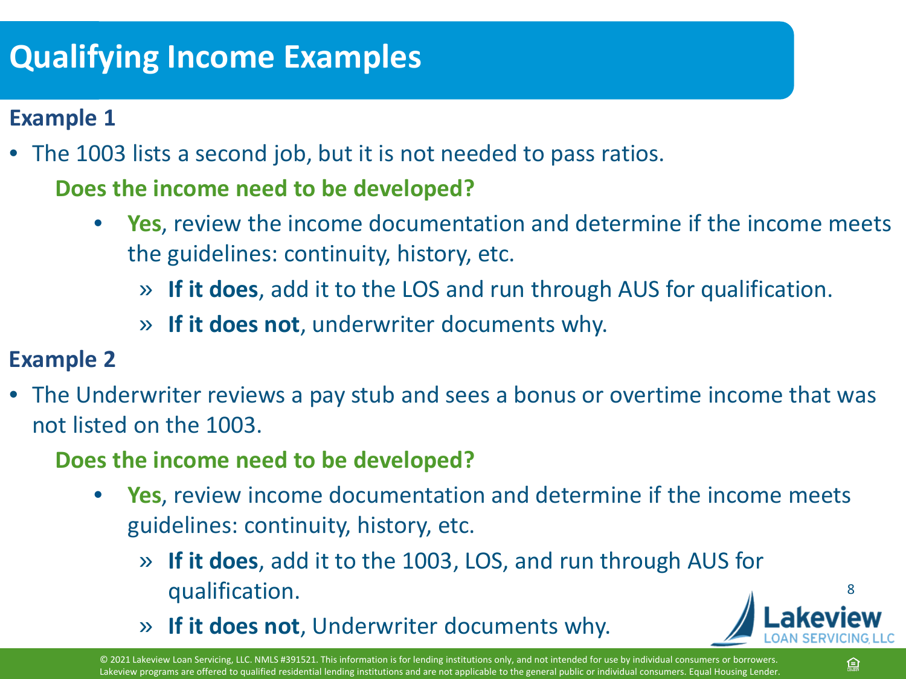# Qualifying Income Examples

### Example 1

- The 1003 lists a second job, but it is not needed to pass ratios.

  **Does the income need to be developed?**

  - **Yes**, review the income documentation and determine if the income meets the guidelines: continuity, history, etc.
    - » **If it does**, add it to the LOS and run through AUS for qualification.
    - » **If it does not**, underwriter documents why.

### Example 2

- The Underwriter reviews a pay stub and sees a bonus or overtime income that was not listed on the 1003.

  **Does the income need to be developed?**

  - **Yes**, review income documentation and determine if the income meets guidelines: continuity, history, etc.
    - » **If it does**, add it to the 1003, LOS, and run through AUS for qualification.
    - » **If it does not**, Underwriter documents why.

© 2021 Lakeview Loan Servicing, LLC. NMLS #391521. This information is for lending institutions only, and not intended for use by individual consumers or borrowers. Lakeview programs are offered to qualified residential lending institutions and are not applicable to the general public or individual consumers. Equal Housing Lender.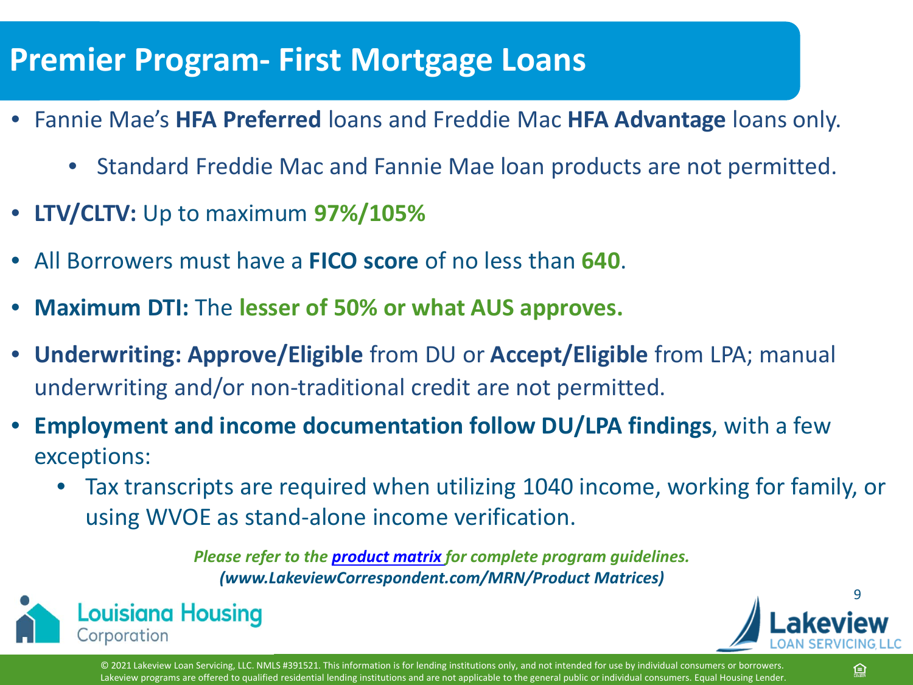# Premier Program- First Mortgage Loans

- Fannie Mae's **HFA Preferred** loans and Freddie Mac **HFA Advantage** loans only.
  - Standard Freddie Mac and Fannie Mae loan products are not permitted.
- **LTV/CLTV:** Up to maximum **97%/105%**
- All Borrowers must have a **FICO score** of no less than **640**.
- **Maximum DTI:** The **lesser of 50% or what AUS approves.**
- **Underwriting: Approve/Eligible** from DU or **Accept/Eligible** from LPA; manual underwriting and/or non-traditional credit are not permitted.
- **Employment and income documentation follow DU/LPA findings**, with a few exceptions:
  - Tax transcripts are required when utilizing 1040 income, working for family, or using WVOE as stand-alone income verification.

***Please refer to the product matrix for complete program guidelines.***
***(www.LakeviewCorrespondent.com/MRN/Product Matrices)***

Louisiana Housing Corporation

Lakeview Loan Servicing, LLC

© 2021 Lakeview Loan Servicing, LLC. NMLS #391521. This information is for lending institutions only, and not intended for use by individual consumers or borrowers. Lakeview programs are offered to qualified residential lending institutions and are not applicable to the general public or individual consumers. Equal Housing Lender.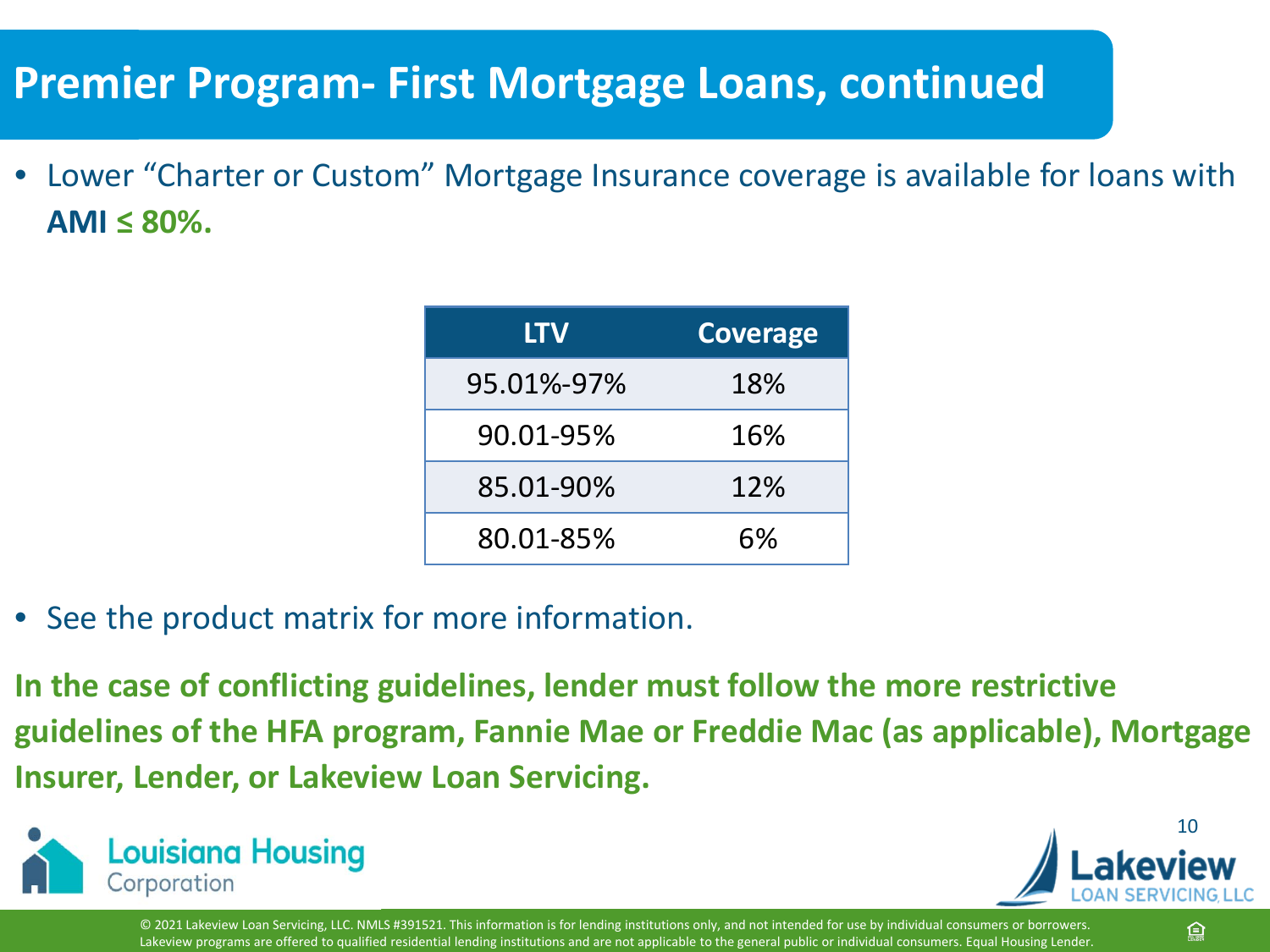# Premier Program- First Mortgage Loans, continued

- Lower "Charter or Custom" Mortgage Insurance coverage is available for loans with **AMI ≤ 80%.**

| LTV | Coverage |
|---|---|
| 95.01%-97% | 18% |
| 90.01-95% | 16% |
| 85.01-90% | 12% |
| 80.01-85% | 6% |

- See the product matrix for more information.

**In the case of conflicting guidelines, lender must follow the more restrictive guidelines of the HFA program, Fannie Mae or Freddie Mac (as applicable), Mortgage Insurer, Lender, or Lakeview Loan Servicing.**

© 2021 Lakeview Loan Servicing, LLC. NMLS #391521. This information is for lending institutions only, and not intended for use by individual consumers or borrowers. Lakeview programs are offered to qualified residential lending institutions and are not applicable to the general public or individual consumers. Equal Housing Lender.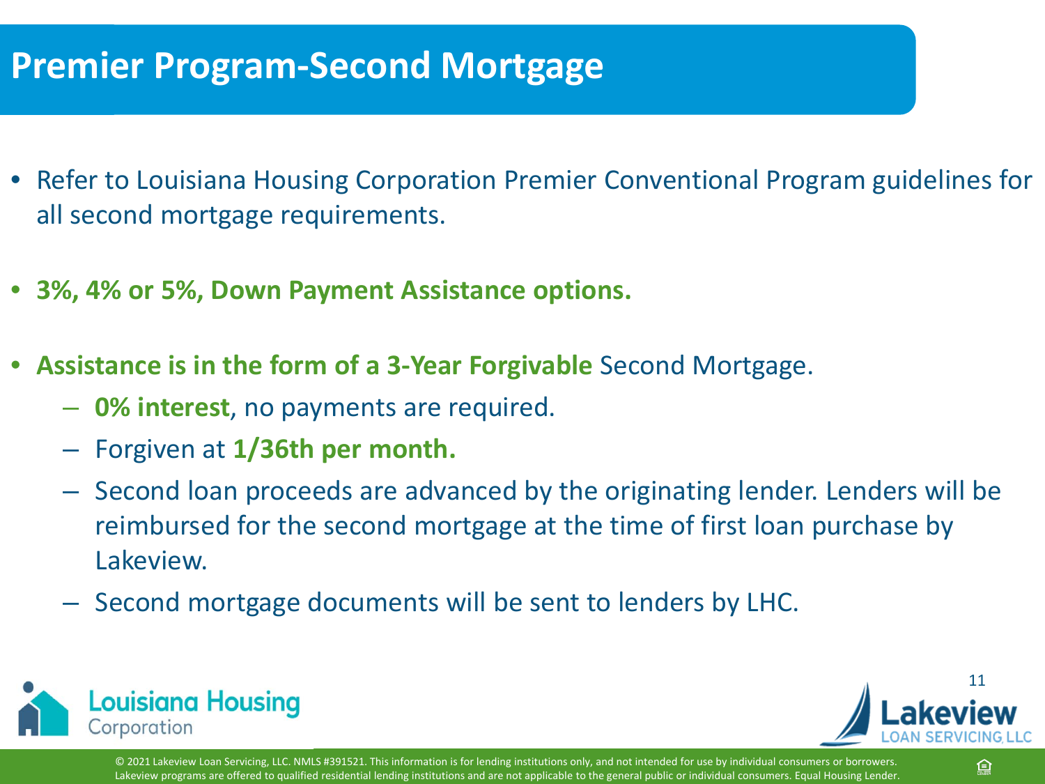# Premier Program-Second Mortgage

- Refer to Louisiana Housing Corporation Premier Conventional Program guidelines for all second mortgage requirements.
- **3%, 4% or 5%, Down Payment Assistance options.**
- **Assistance is in the form of a 3-Year Forgivable** Second Mortgage.
  - **0% interest**, no payments are required.
  - Forgiven at **1/36th per month.**
  - Second loan proceeds are advanced by the originating lender. Lenders will be reimbursed for the second mortgage at the time of first loan purchase by Lakeview.
  - Second mortgage documents will be sent to lenders by LHC.

© 2021 Lakeview Loan Servicing, LLC. NMLS #391521. This information is for lending institutions only, and not intended for use by individual consumers or borrowers. Lakeview programs are offered to qualified residential lending institutions and are not applicable to the general public or individual consumers. Equal Housing Lender.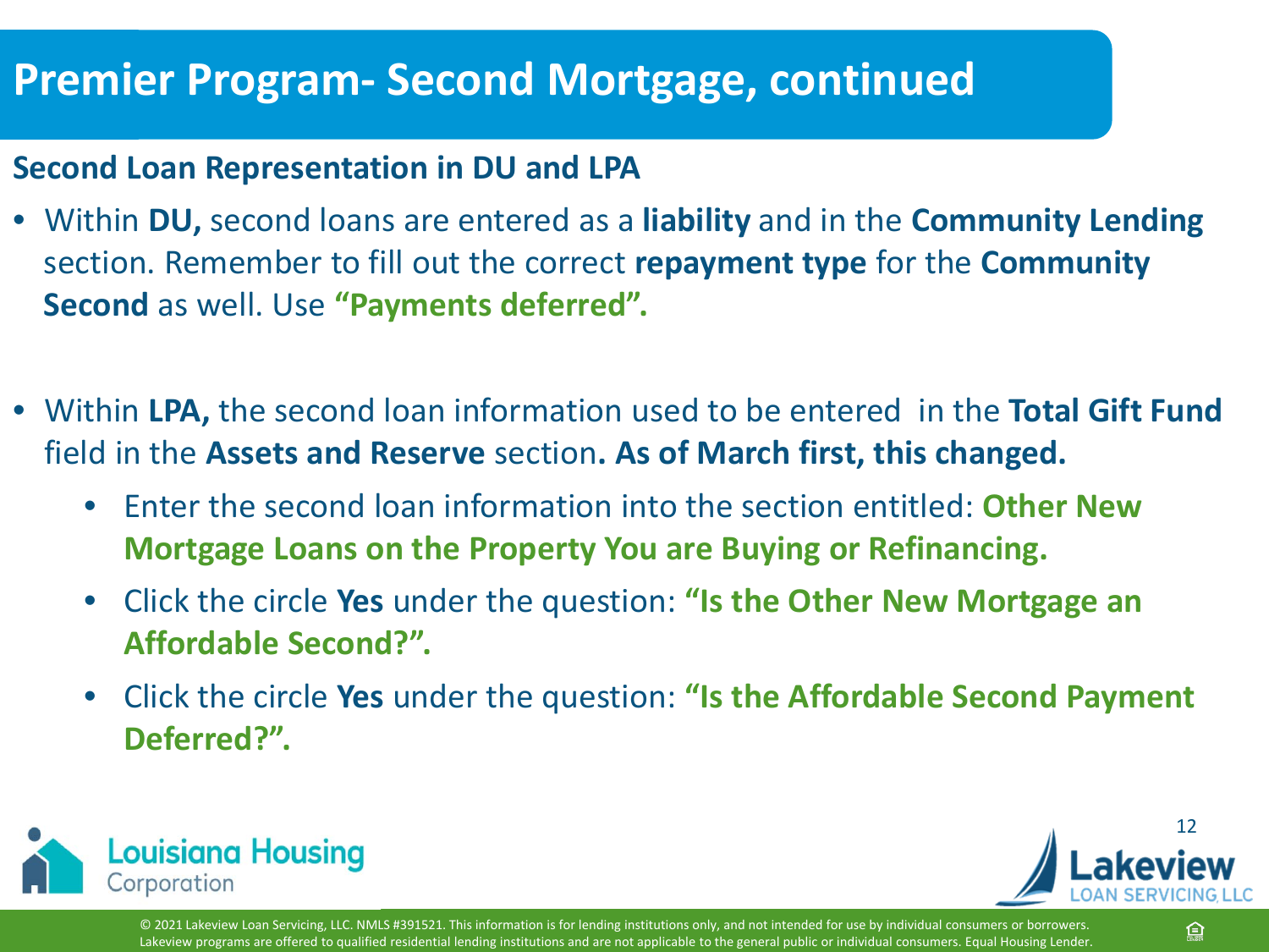# Premier Program- Second Mortgage, continued

**Second Loan Representation in DU and LPA**

- Within **DU,** second loans are entered as a **liability** and in the **Community Lending** section. Remember to fill out the correct **repayment type** for the **Community Second** as well. Use **"Payments deferred".**

- Within **LPA,** the second loan information used to be entered in the **Total Gift Fund** field in the **Assets and Reserve** section**. As of March first, this changed.**
  - Enter the second loan information into the section entitled: **Other New Mortgage Loans on the Property You are Buying or Refinancing.**
  - Click the circle **Yes** under the question: **"Is the Other New Mortgage an Affordable Second?".**
  - Click the circle **Yes** under the question: **"Is the Affordable Second Payment Deferred?".**

© 2021 Lakeview Loan Servicing, LLC. NMLS #391521. This information is for lending institutions only, and not intended for use by individual consumers or borrowers. Lakeview programs are offered to qualified residential lending institutions and are not applicable to the general public or individual consumers. Equal Housing Lender.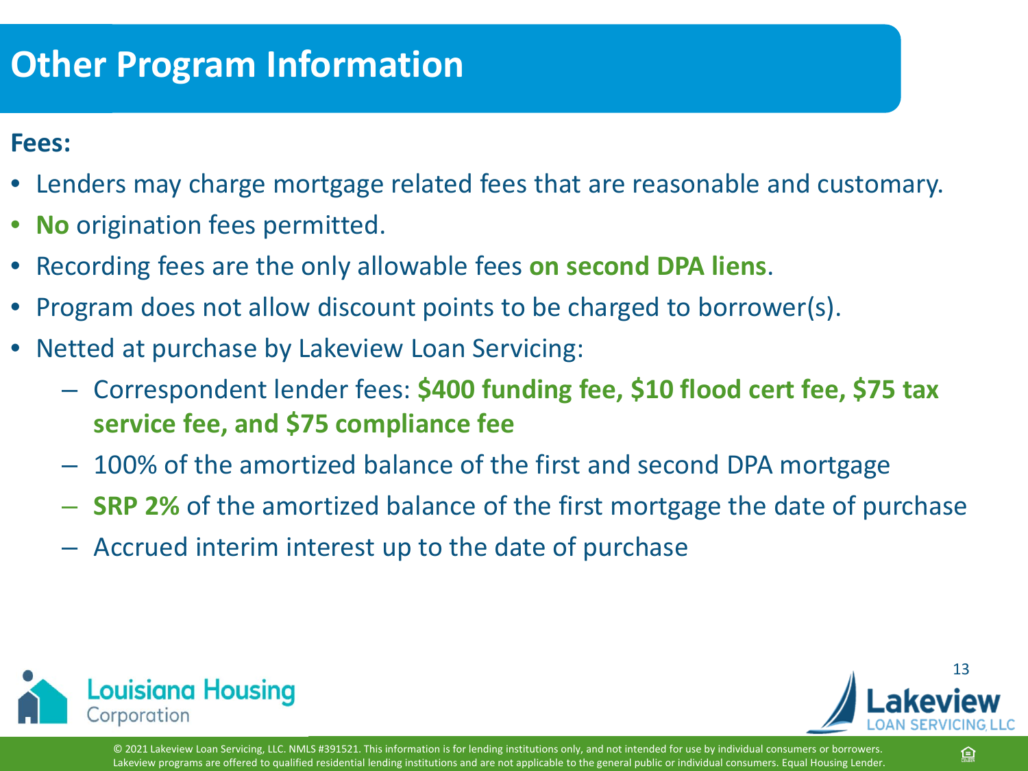# Other Program Information

**Fees:**

- Lenders may charge mortgage related fees that are reasonable and customary.
- **No** origination fees permitted.
- Recording fees are the only allowable fees **on second DPA liens**.
- Program does not allow discount points to be charged to borrower(s).
- Netted at purchase by Lakeview Loan Servicing:
  - Correspondent lender fees: **$400 funding fee, $10 flood cert fee, $75 tax service fee, and $75 compliance fee**
  - 100% of the amortized balance of the first and second DPA mortgage
  - **SRP 2%** of the amortized balance of the first mortgage the date of purchase
  - Accrued interim interest up to the date of purchase

© 2021 Lakeview Loan Servicing, LLC. NMLS #391521. This information is for lending institutions only, and not intended for use by individual consumers or borrowers. Lakeview programs are offered to qualified residential lending institutions and are not applicable to the general public or individual consumers. Equal Housing Lender.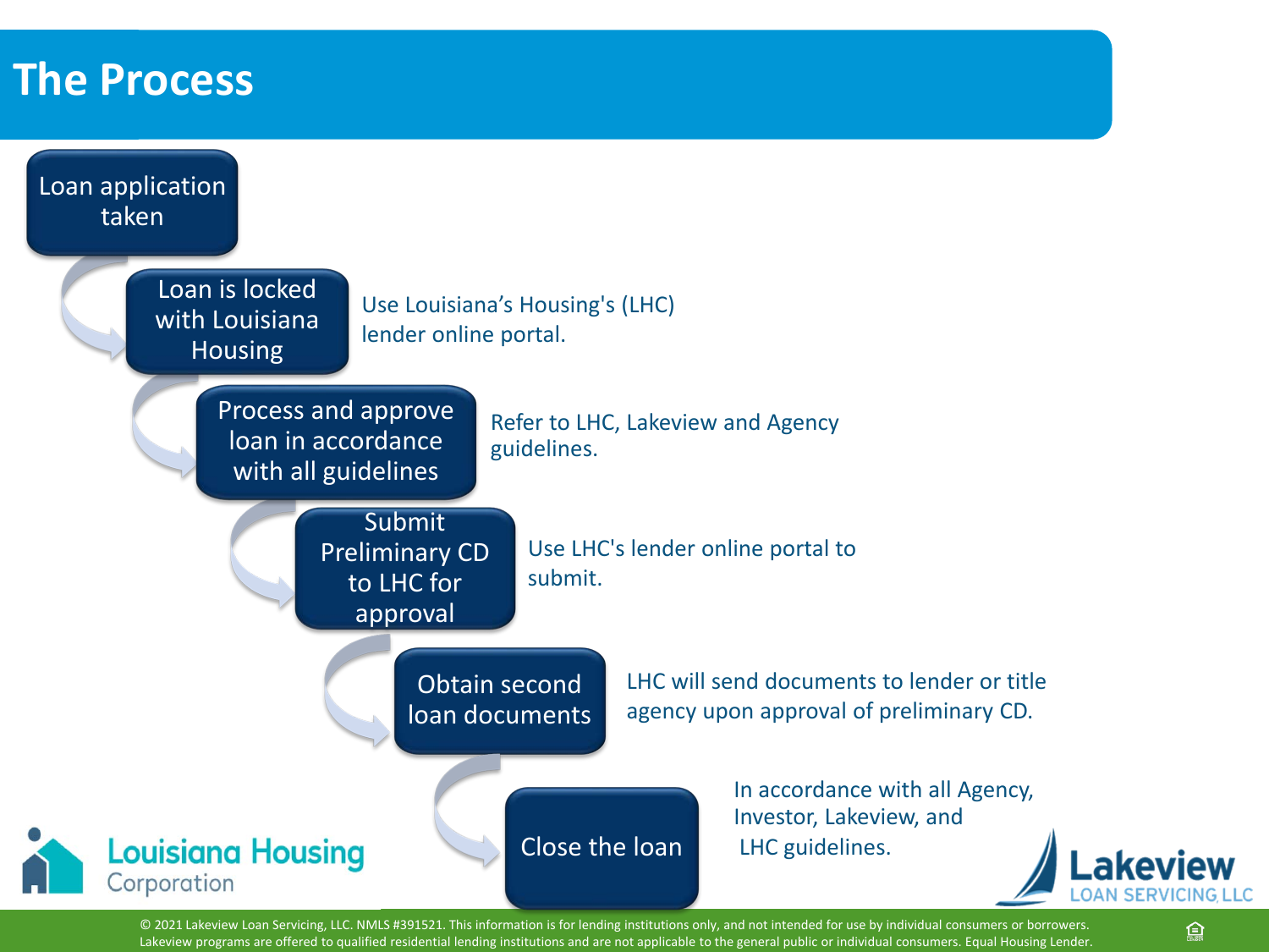# The Process

1. **Loan application taken**
2. **Loan is locked with Louisiana Housing** — Use Louisiana's Housing's (LHC) lender online portal.
3. **Process and approve loan in accordance with all guidelines** — Refer to LHC, Lakeview and Agency guidelines.
4. **Submit Preliminary CD to LHC for approval** — Use LHC's lender online portal to submit.
5. **Obtain second loan documents** — LHC will send documents to lender or title agency upon approval of preliminary CD.
6. **Close the loan** — In accordance with all Agency, Investor, Lakeview, and LHC guidelines.

Louisiana Housing Corporation

Lakeview LOAN SERVICING, LLC

© 2021 Lakeview Loan Servicing, LLC. NMLS #391521. This information is for lending institutions only, and not intended for use by individual consumers or borrowers. Lakeview programs are offered to qualified residential lending institutions and are not applicable to the general public or individual consumers. Equal Housing Lender.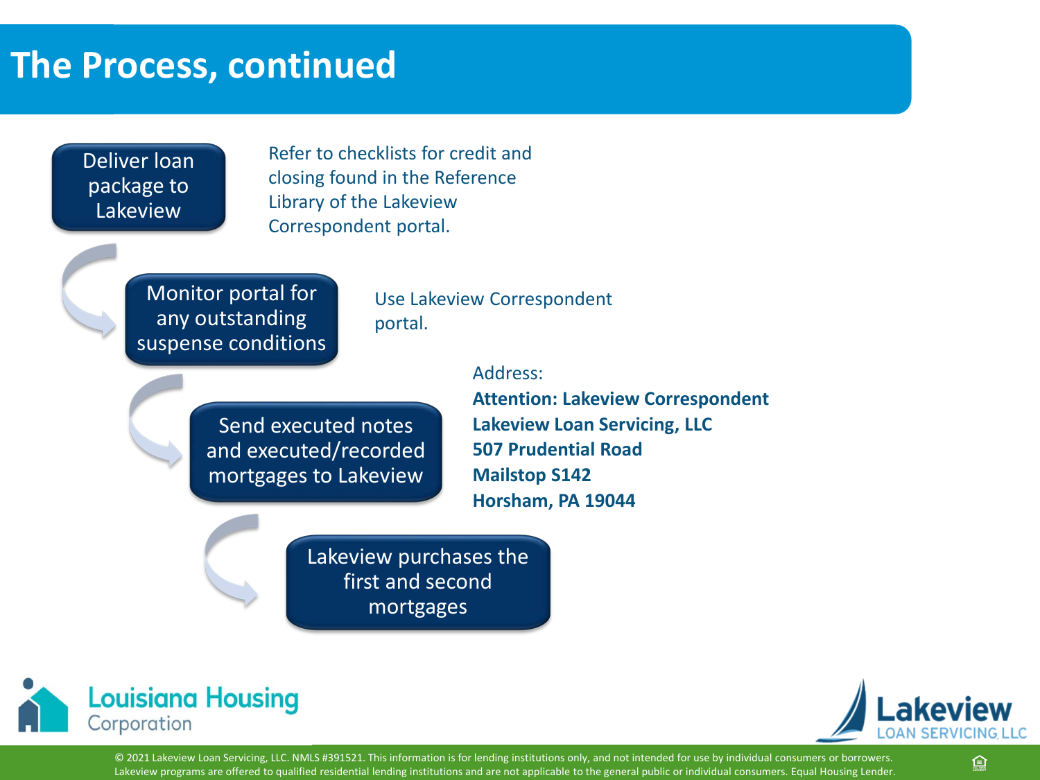# The Process, continued

**Deliver loan package to Lakeview**

Refer to checklists for credit and closing found in the Reference Library of the Lakeview Correspondent portal.

**Monitor portal for any outstanding suspense conditions**

Use Lakeview Correspondent portal.

**Send executed notes and executed/recorded mortgages to Lakeview**

Address:
**Attention: Lakeview Correspondent**
**Lakeview Loan Servicing, LLC**
**507 Prudential Road**
**Mailstop S142**
**Horsham, PA 19044**

**Lakeview purchases the first and second mortgages**

Louisiana Housing Corporation

Lakeview LOAN SERVICING, LLC

© 2021 Lakeview Loan Servicing, LLC. NMLS #391521. This information is for lending institutions only, and not intended for use by individual consumers or borrowers. Lakeview programs are offered to qualified residential lending institutions and are not applicable to the general public or individual consumers. Equal Housing Lender.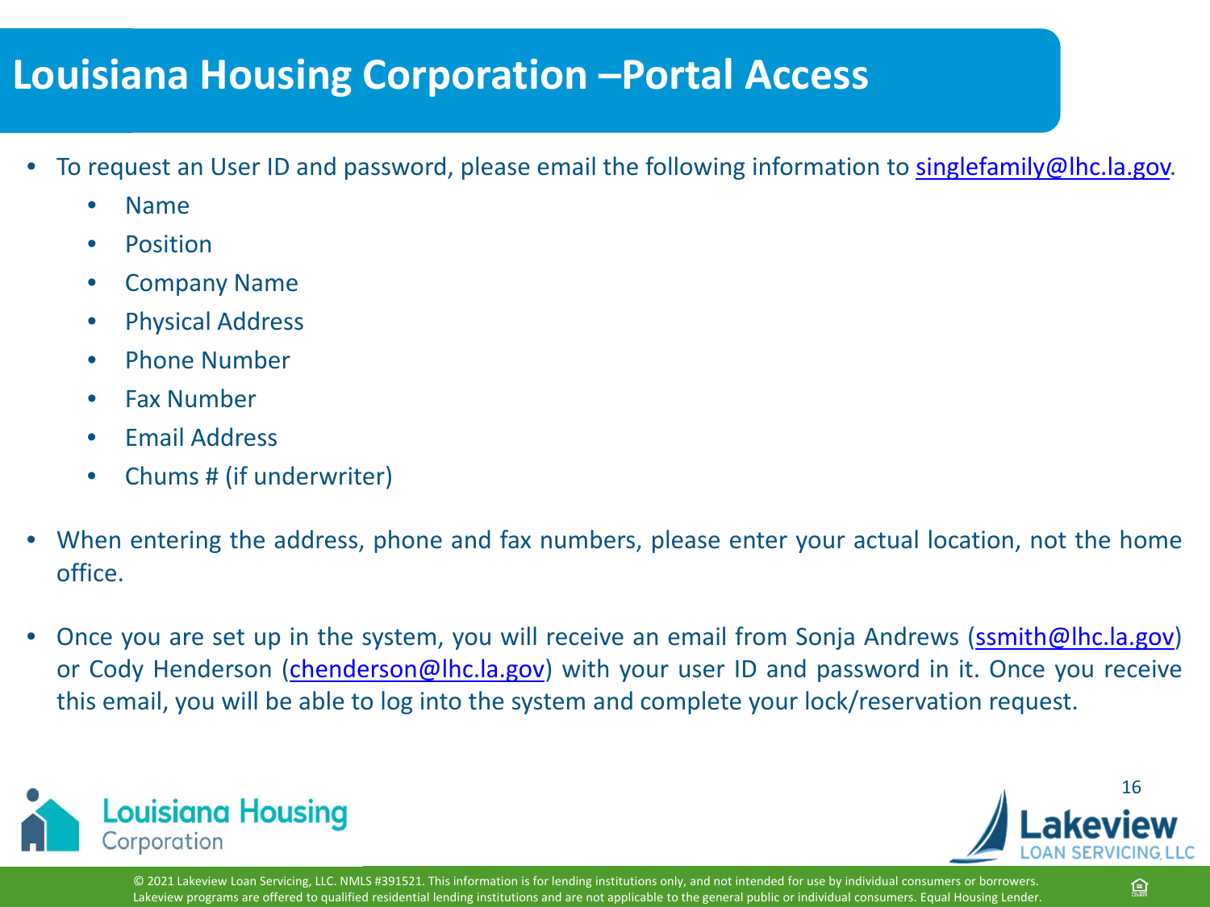# Louisiana Housing Corporation –Portal Access

- To request an User ID and password, please email the following information to singlefamily@lhc.la.gov.
  - Name
  - Position
  - Company Name
  - Physical Address
  - Phone Number
  - Fax Number
  - Email Address
  - Chums # (if underwriter)
- When entering the address, phone and fax numbers, please enter your actual location, not the home office.
- Once you are set up in the system, you will receive an email from Sonja Andrews (ssmith@lhc.la.gov) or Cody Henderson (chenderson@lhc.la.gov) with your user ID and password in it. Once you receive this email, you will be able to log into the system and complete your lock/reservation request.

© 2021 Lakeview Loan Servicing, LLC. NMLS #391521. This information is for lending institutions only, and not intended for use by individual consumers or borrowers. Lakeview programs are offered to qualified residential lending institutions and are not applicable to the general public or individual consumers. Equal Housing Lender.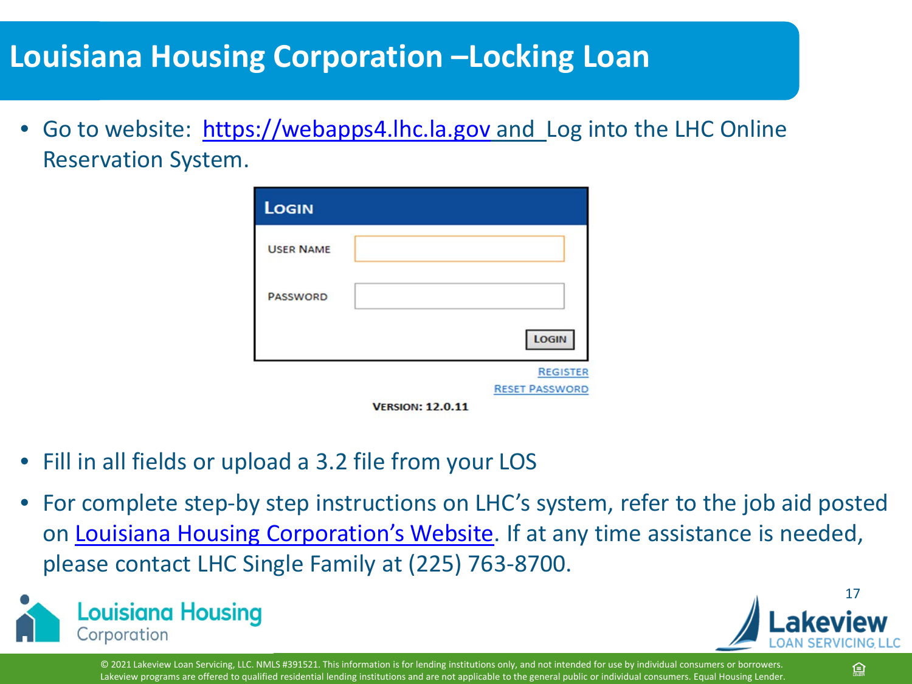# Louisiana Housing Corporation –Locking Loan

- Go to website: https://webapps4.lhc.la.gov and Log into the LHC Online Reservation System.

LOGIN

USER NAME

PASSWORD

LOGIN

REGISTER

RESET PASSWORD

VERSION: 12.0.11

- Fill in all fields or upload a 3.2 file from your LOS
- For complete step-by step instructions on LHC's system, refer to the job aid posted on Louisiana Housing Corporation's Website. If at any time assistance is needed, please contact LHC Single Family at (225) 763-8700.

© 2021 Lakeview Loan Servicing, LLC. NMLS #391521. This information is for lending institutions only, and not intended for use by individual consumers or borrowers. Lakeview programs are offered to qualified residential lending institutions and are not applicable to the general public or individual consumers. Equal Housing Lender.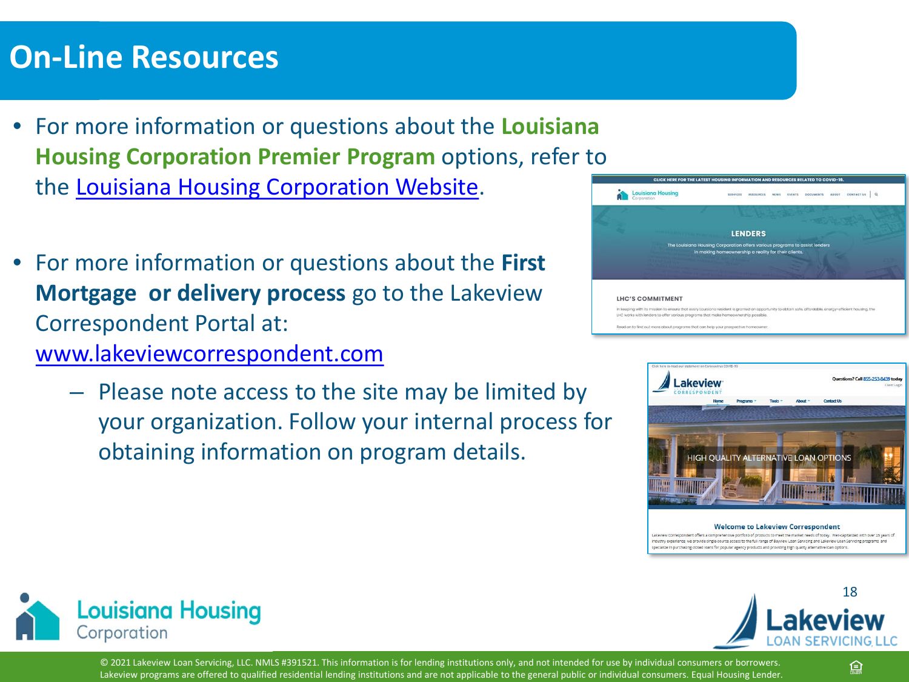# On-Line Resources

- For more information or questions about the **Louisiana Housing Corporation Premier Program** options, refer to the Louisiana Housing Corporation Website.

- For more information or questions about the **First Mortgage or delivery process** go to the Lakeview Correspondent Portal at: www.lakeviewcorrespondent.com
  - Please note access to the site may be limited by your organization. Follow your internal process for obtaining information on program details.

© 2021 Lakeview Loan Servicing, LLC. NMLS #391521. This information is for lending institutions only, and not intended for use by individual consumers or borrowers. Lakeview programs are offered to qualified residential lending institutions and are not applicable to the general public or individual consumers. Equal Housing Lender.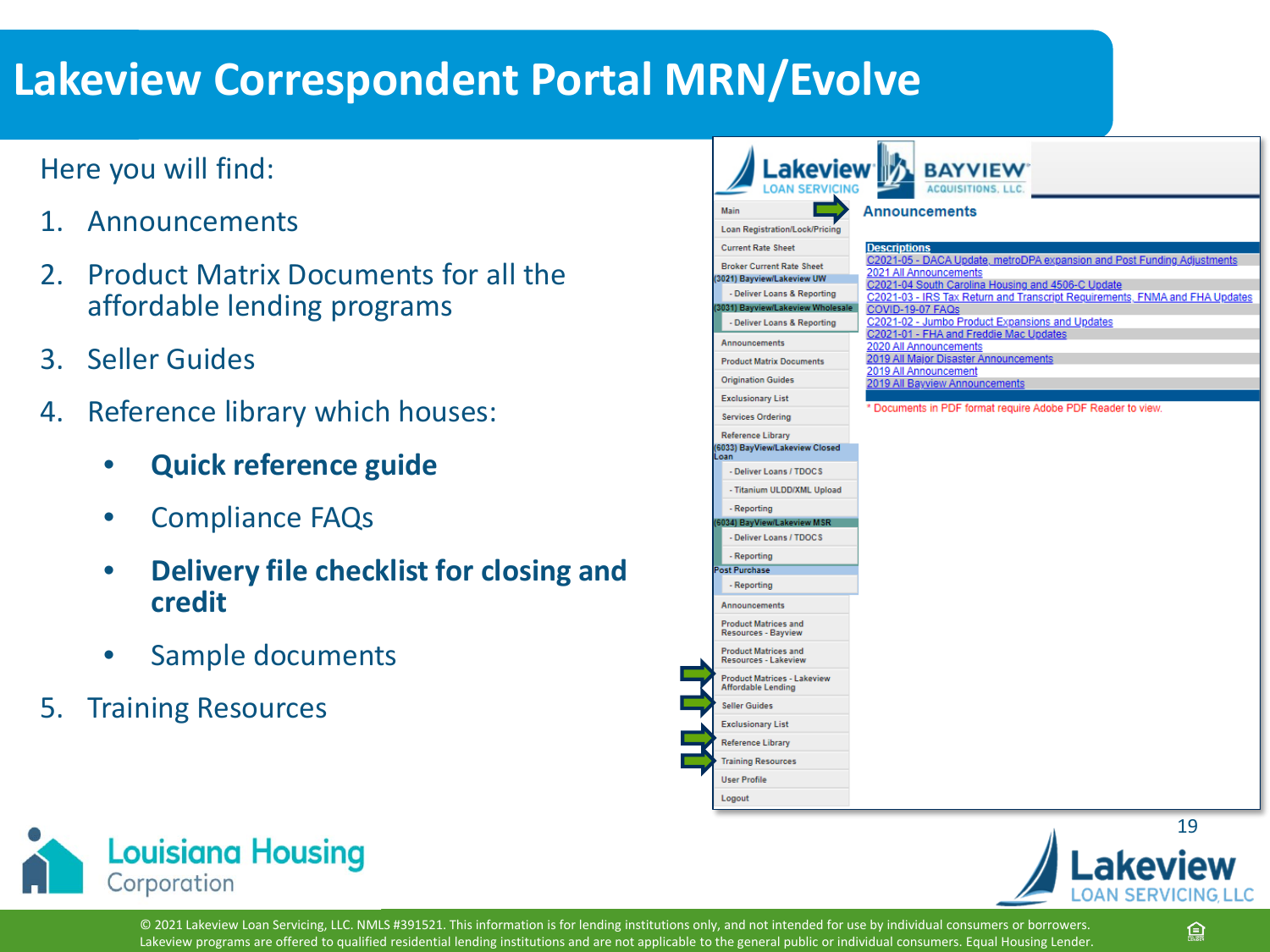# Lakeview Correspondent Portal MRN/Evolve

Here you will find:

1. Announcements
2. Product Matrix Documents for all the affordable lending programs
3. Seller Guides
4. Reference library which houses:
   - **Quick reference guide**
   - Compliance FAQs
   - **Delivery file checklist for closing and credit**
   - Sample documents
5. Training Resources

Lakeview LOAN SERVICING | BAYVIEW ACQUISITIONS, LLC.

Main
Loan Registration/Lock/Pricing
Current Rate Sheet
Broker Current Rate Sheet
(3021) Bayview/Lakeview UW
- Deliver Loans & Reporting
(3031) Bayview/Lakeview Wholesale
- Deliver Loans & Reporting
Announcements
Product Matrix Documents
Origination Guides
Exclusionary List
Services Ordering
Reference Library
(6033) BayView/Lakeview Closed Loan
- Deliver Loans / TDOCS
- Titanium ULDD/XML Upload
- Reporting
(6034) BayView/Lakeview MSR
- Deliver Loans / TDOCS
- Reporting
Post Purchase
- Reporting
Announcements
Product Matrices and Resources - Bayview
Product Matrices and Resources - Lakeview
Product Matrices - Lakeview Affordable Lending
Seller Guides
Exclusionary List
Reference Library
Training Resources
User Profile
Logout

**Announcements**

| Descriptions |
| --- |
| C2021-05 - DACA Update, metroDPA expansion and Post Funding Adjustments |
| 2021 All Announcements |
| C2021-04 South Carolina Housing and 4506-C Update |
| C2021-03 - IRS Tax Return and Transcript Requirements, FNMA and FHA Updates |
| COVID-19-07 FAQs |
| C2021-02 - Jumbo Product Expansions and Updates |
| C2021-01 - FHA and Freddie Mac Updates |
| 2020 All Announcements |
| 2019 All Major Disaster Announcements |
| 2019 All Announcement |
| 2019 All Bayview Announcements |

\* Documents in PDF format require Adobe PDF Reader to view.

Louisiana Housing Corporation

Lakeview LOAN SERVICING, LLC

© 2021 Lakeview Loan Servicing, LLC. NMLS #391521. This information is for lending institutions only, and not intended for use by individual consumers or borrowers. Lakeview programs are offered to qualified residential lending institutions and are not applicable to the general public or individual consumers. Equal Housing Lender.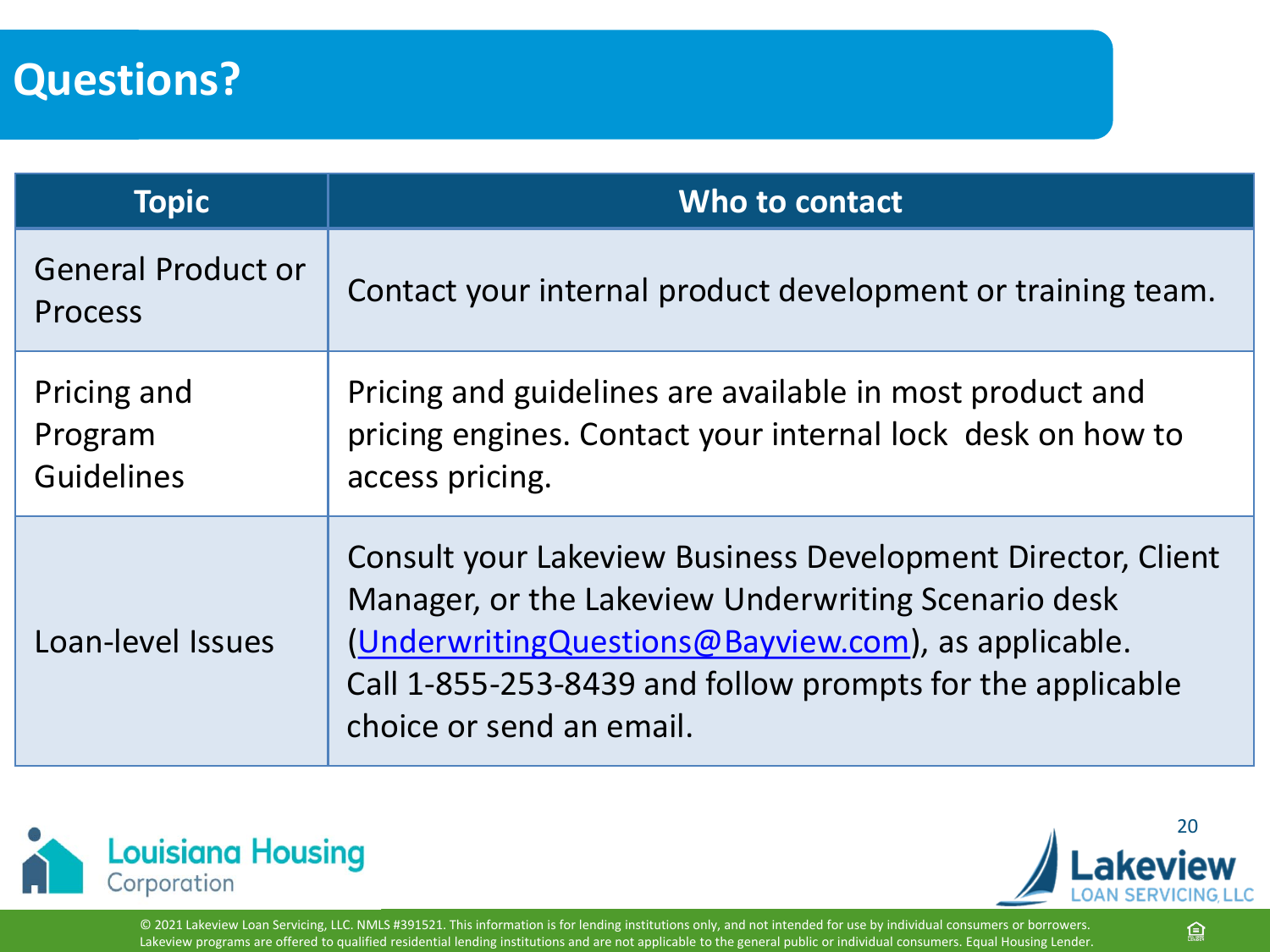# Questions?

| Topic | Who to contact |
| --- | --- |
| General Product or Process | Contact your internal product development or training team. |
| Pricing and Program Guidelines | Pricing and guidelines are available in most product and pricing engines. Contact your internal lock desk on how to access pricing. |
| Loan-level Issues | Consult your Lakeview Business Development Director, Client Manager, or the Lakeview Underwriting Scenario desk (UnderwritingQuestions@Bayview.com), as applicable. Call 1-855-253-8439 and follow prompts for the applicable choice or send an email. |

Louisiana Housing Corporation

Lakeview LOAN SERVICING, LLC

© 2021 Lakeview Loan Servicing, LLC. NMLS #391521. This information is for lending institutions only, and not intended for use by individual consumers or borrowers. Lakeview programs are offered to qualified residential lending institutions and are not applicable to the general public or individual consumers. Equal Housing Lender.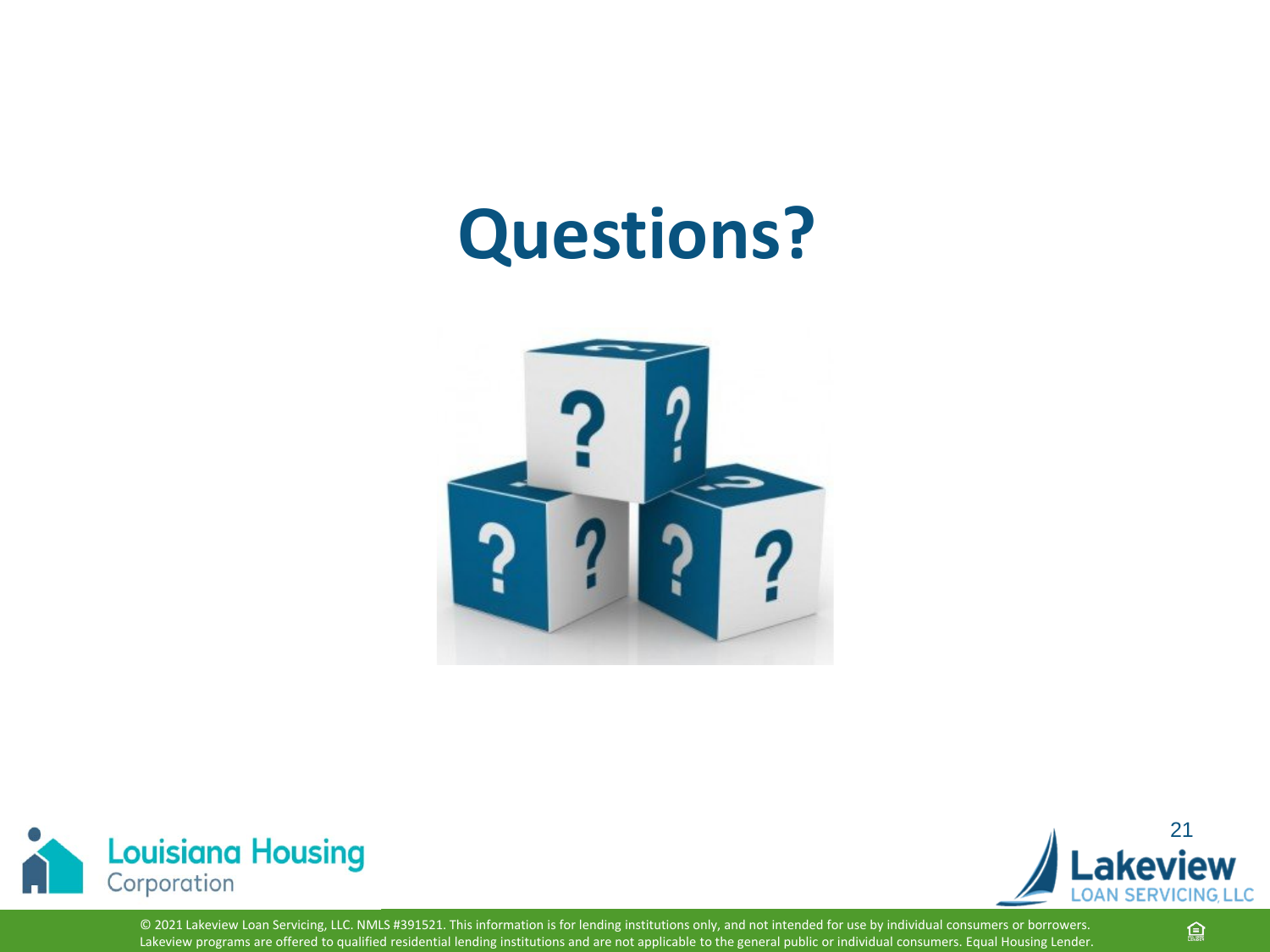# Questions?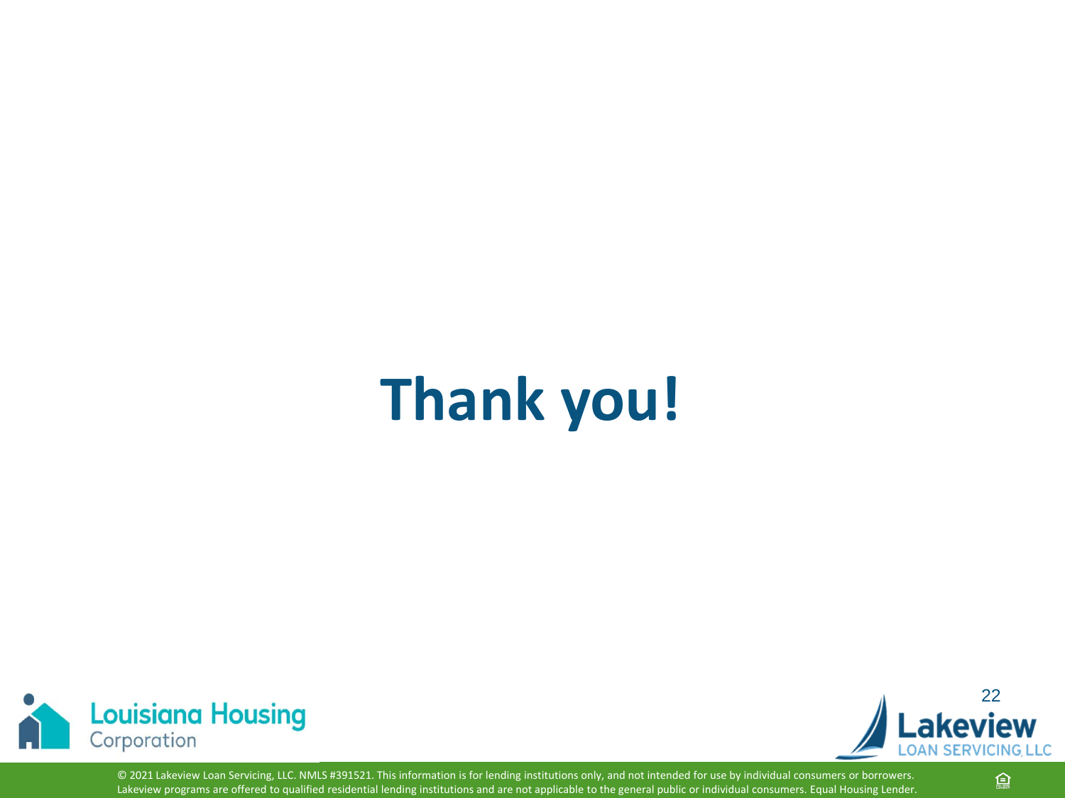# Thank you!

© 2021 Lakeview Loan Servicing, LLC. NMLS #391521. This information is for lending institutions only, and not intended for use by individual consumers or borrowers. Lakeview programs are offered to qualified residential lending institutions and are not applicable to the general public or individual consumers. Equal Housing Lender.